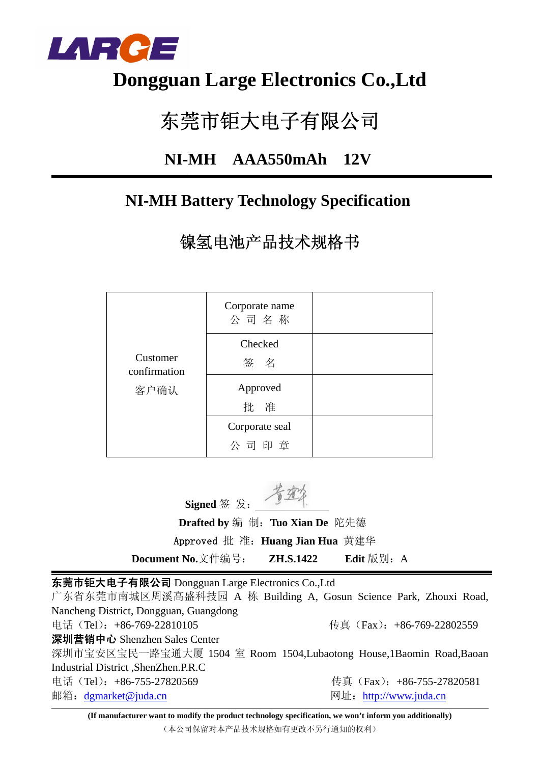LARGE

# Dongguan Large Electronics Co.,Ltd

# 东莞市钜大电子有限公司

## NI-MH AAA550mAh 12V

## NI-MH Battery Technology Specification

## 镍氢电池产品技术规格书

| Customer confirmation 客户确认 | Corporate name 公 司 名 称 | |
|---|---|---|
| | Checked 签 名 | |
| | Approved 批 准 | |
| | Corporate seal 公 司 印 章 | |

**Signed** 签 发：__________

**Drafted by** 编 制：**Tuo Xian De** 陀先德

Approved 批 准：**Huang Jian Hua** 黄建华

**Document No.**文件编号： **ZH.S.1422** **Edit** 版别：A

**东莞市钜大电子有限公司** Dongguan Large Electronics Co.,Ltd
广东省东莞市南城区周溪高盛科技园 A 栋 Building A, Gosun Science Park, Zhouxi Road, Nancheng District, Dongguan, Guangdong
电话（Tel）：+86-769-22810105 传真（Fax）：+86-769-22802559
**深圳营销中心** Shenzhen Sales Center
深圳市宝安区宝民一路宝通大厦 1504 室 Room 1504,Lubaotong House,1Baomin Road,Baoan Industrial District ,ShenZhen.P.R.C
电话（Tel）：+86-755-27820569 传真（Fax）：+86-755-27820581
邮箱：dgmarket@juda.cn 网址：http://www.juda.cn

**(If manufacturer want to modify the product technology specification, we won't inform you additionally)**
（本公司保留对本产品技术规格如有更改不另行通知的权利）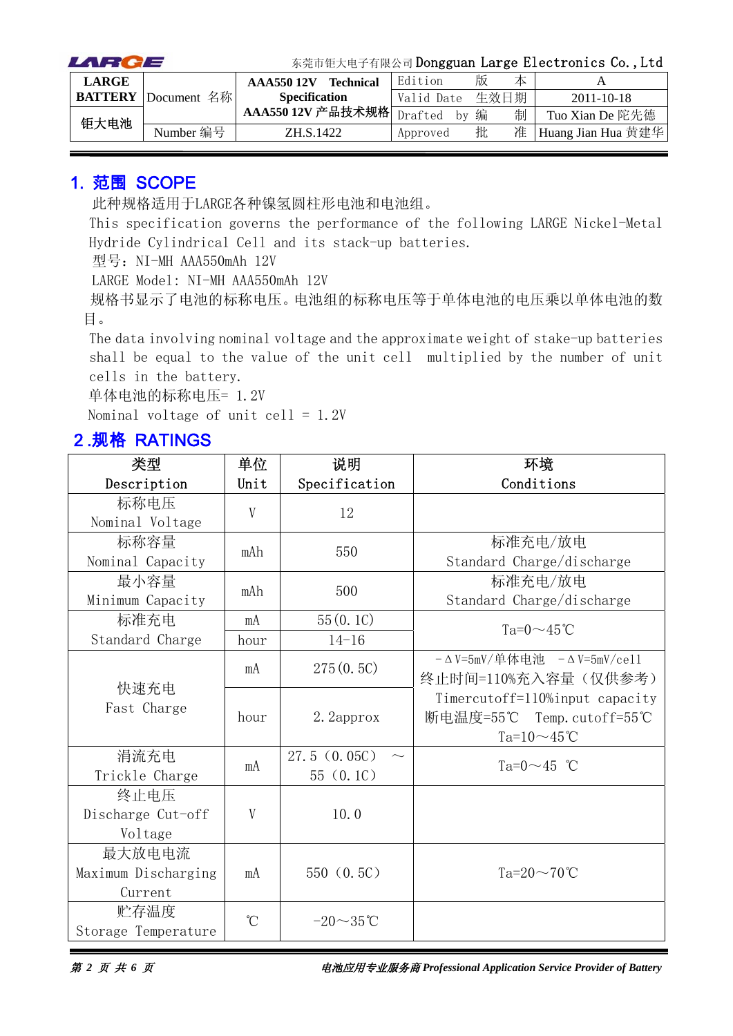| LARGE BATTERY 钜大电池 | Document 名称 | AAA550 12V Technical Specification AAA550 12V 产品技术规格 | Edition 版 本 | A |
|---|---|---|---|---|
| | | | Valid Date 生效日期 | 2011-10-18 |
| | | | Drafted by 编 制 | Tuo Xian De 陀先德 |
| | Number 编号 | ZH.S.1422 | Approved 批 准 | Huang Jian Hua 黄建华 |

## 1. 范围 SCOPE

此种规格适用于LARGE各种镍氢圆柱形电池和电池组。

This specification governs the performance of the following LARGE Nickel-Metal Hydride Cylindrical Cell and its stack-up batteries.

型号：NI-MH AAA550mAh 12V

LARGE Model: NI-MH AAA550mAh 12V

规格书显示了电池的标称电压。电池组的标称电压等于单体电池的电压乘以单体电池的数目。

The data involving nominal voltage and the approximate weight of stake-up batteries shall be equal to the value of the unit cell multiplied by the number of unit cells in the battery.

单体电池的标称电压= 1.2V

Nominal voltage of unit cell = 1.2V

## 2.规格 RATINGS

| 类型 Description | 单位 Unit | 说明 Specification | 环境 Conditions |
|---|---|---|---|
| 标称电压 Nominal Voltage | V | 12 | |
| 标称容量 Nominal Capacity | mAh | 550 | 标准充电/放电 Standard Charge/discharge |
| 最小容量 Minimum Capacity | mAh | 500 | 标准充电/放电 Standard Charge/discharge |
| 标准充电 Standard Charge | mA | 55(0.1C) | Ta=0～45℃ |
| | hour | 14-16 | |
| 快速充电 Fast Charge | mA | 275(0.5C) | －ΔV=5mV/单体电池 －ΔV=5mV/cell 终止时间=110%充入容量（仅供参考） Timercutoff=110%input capacity 断电温度=55℃ Temp.cutoff=55℃ Ta=10～45℃ |
| | hour | 2.2approx | |
| 涓流充电 Trickle Charge | mA | 27.5（0.05C）～55（0.1C） | Ta=0～45 ℃ |
| 终止电压 Discharge Cut-off Voltage | V | 10.0 | |
| 最大放电电流 Maximum Discharging Current | mA | 550（0.5C） | Ta=20～70℃ |
| 贮存温度 Storage Temperature | ℃ | -20～35℃ | |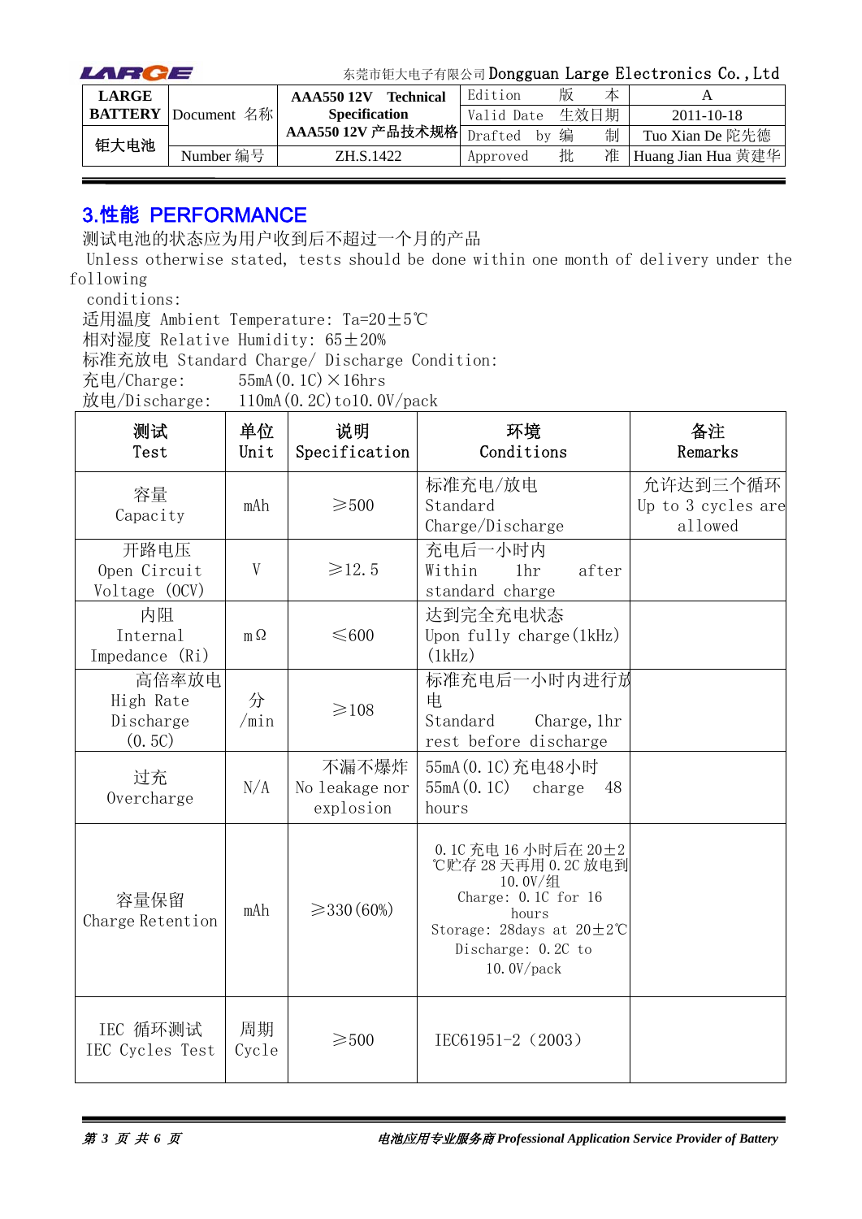## 3.性能 PERFORMANCE

测试电池的状态应为用户收到后不超过一个月的产品

Unless otherwise stated, tests should be done within one month of delivery under the following conditions:

适用温度 Ambient Temperature: Ta=20±5℃

相对湿度 Relative Humidity: 65±20%

标准充放电 Standard Charge/ Discharge Condition:

充电/Charge: 55mA(0.1C)×16hrs

放电/Discharge: 110mA(0.2C)to10.0V/pack

| 测试<br>Test | 单位<br>Unit | 说明<br>Specification | 环境<br>Conditions | 备注<br>Remarks |
|---|---|---|---|---|
| 容量<br>Capacity | mAh | ≥500 | 标准充电/放电<br>Standard Charge/Discharge | 允许达到三个循环<br>Up to 3 cycles are allowed |
| 开路电压<br>Open Circuit Voltage (OCV) | V | ≥12.5 | 充电后一小时内<br>Within 1hr after standard charge | |
| 内阻<br>Internal Impedance (Ri) | mΩ | ≤600 | 达到完全充电状态<br>Upon fully charge(1kHz)(1kHz) | |
| 高倍率放电<br>High Rate Discharge (0.5C) | 分/min | ≥108 | 标准充电后一小时内进行放电<br>Standard Charge,1hr rest before discharge | |
| 过充<br>Overcharge | N/A | 不漏不爆炸<br>No leakage nor explosion | 55mA(0.1C)充电48小时<br>55mA(0.1C) charge 48 hours | |
| 容量保留<br>Charge Retention | mAh | ≥330(60%) | 0.1C 充电 16 小时后在 20±2℃贮存 28 天再用 0.2C 放电到 10.0V/组<br>Charge: 0.1C for 16 hours<br>Storage: 28days at 20±2℃<br>Discharge: 0.2C to 10.0V/pack | |
| IEC 循环测试<br>IEC Cycles Test | 周期<br>Cycle | ≥500 | IEC61951-2（2003） | |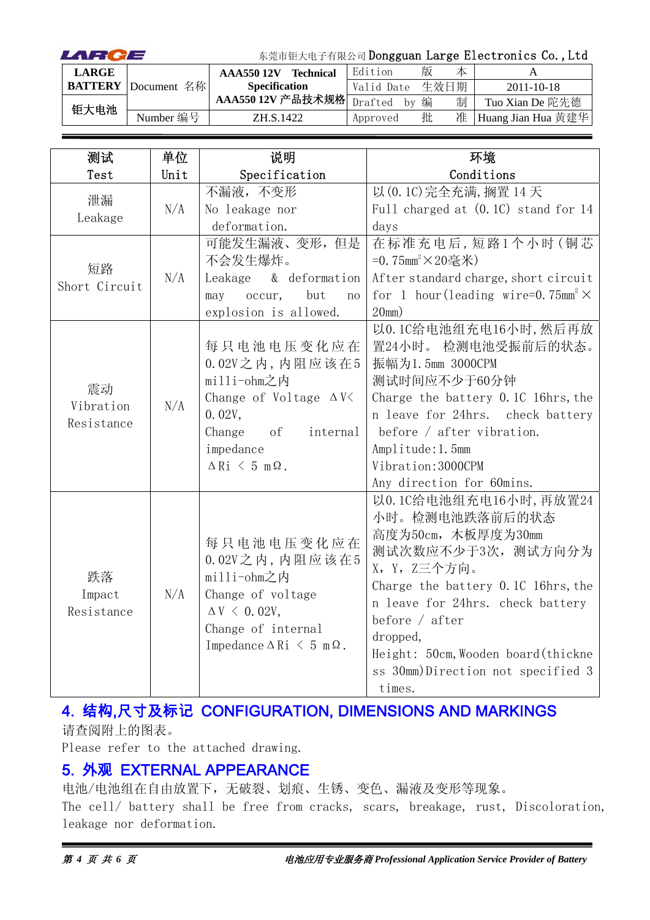| 测试<br>Test | 单位<br>Unit | 说明<br>Specification | 环境<br>Conditions |
|---|---|---|---|
| 泄漏<br>Leakage | N/A | 不漏液，不变形<br>No leakage nor deformation. | 以(0.1C)完全充满，搁置 14 天<br>Full charged at (0.1C) stand for 14 days |
| 短路<br>Short Circuit | N/A | 可能发生漏液、变形，但是不会发生爆炸。<br>Leakage & deformation may occur, but no explosion is allowed. | 在标准充电后，短路1个小时（铜芯=0.75mm²×20毫米）<br>After standard charge, short circuit for 1 hour(leading wire=0.75mm²×20mm) |
| 震动<br>Vibration Resistance | N/A | 每只电池电压变化应在0.02V之内，内阻应该在5 milli-ohm之内<br>Change of Voltage ΔV< 0.02V,<br>Change of internal impedance<br>ΔRi < 5 mΩ. | 以0.1C给电池组充电16小时，然后再放置24小时。 检测电池受振前后的状态。<br>振幅为1.5mm 3000CPM<br>测试时间应不少于60分钟<br>Charge the battery 0.1C 16hrs, then leave for 24hrs. check battery before / after vibration.<br>Amplitude:1.5mm<br>Vibration:3000CPM<br>Any direction for 60mins. |
| 跌落<br>Impact Resistance | N/A | 每只电池电压变化应在0.02V之内，内阻应该在5 milli-ohm之内<br>Change of voltage<br>ΔV < 0.02V,<br>Change of internal Impedance ΔRi < 5 mΩ. | 以0.1C给电池组充电16小时，再放置24小时。检测电池跌落前后的状态<br>高度为50cm，木板厚度为30mm<br>测试次数应不少于3次，测试方向分为X，Y，Z三个方向。<br>Charge the battery 0.1C 16hrs, then leave for 24hrs. check battery before / after dropped,<br>Height: 50cm, Wooden board(thickness 30mm)Direction not specified 3 times. |

## 4. 结构,尺寸及标记 CONFIGURATION, DIMENSIONS AND MARKINGS

请查阅附上的图表。

Please refer to the attached drawing.

## 5. 外观 EXTERNAL APPEARANCE

电池/电池组在自由放置下，无破裂、划痕、生锈、变色、漏液及变形等现象。

The cell/ battery shall be free from cracks, scars, breakage, rust, Discoloration, leakage nor deformation.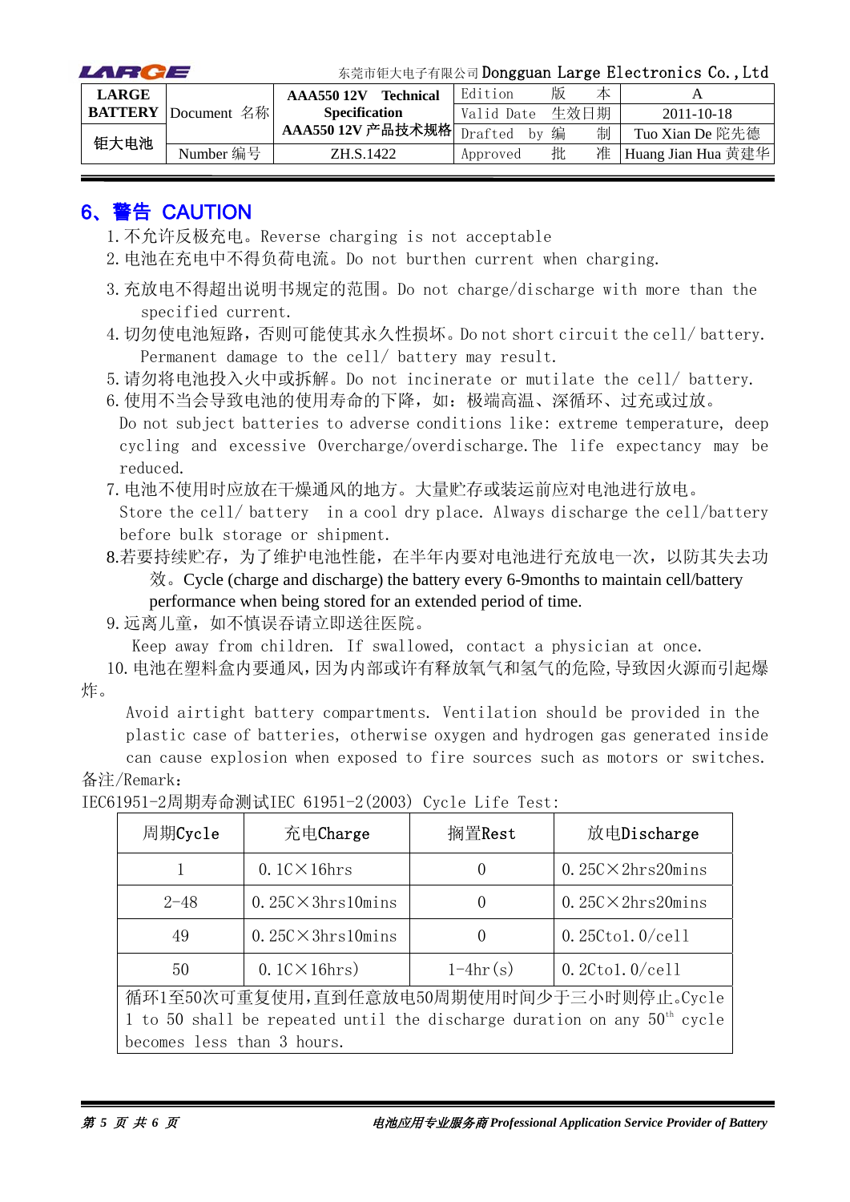## 6、警告 CAUTION

1. 不允许反极充电。Reverse charging is not acceptable
2. 电池在充电中不得负荷电流。Do not burthen current when charging.
3. 充放电不得超出说明书规定的范围。Do not charge/discharge with more than the specified current.
4. 切勿使电池短路，否则可能使其永久性损坏。Do not short circuit the cell/ battery. Permanent damage to the cell/ battery may result.
5. 请勿将电池投入火中或拆解。Do not incinerate or mutilate the cell/ battery.
6. 使用不当会导致电池的使用寿命的下降，如：极端高温、深循环、过充或过放。Do not subject batteries to adverse conditions like: extreme temperature, deep cycling and excessive Overcharge/overdischarge. The life expectancy may be reduced.
7. 电池不使用时应放在干燥通风的地方。大量贮存或装运前应对电池进行放电。Store the cell/ battery in a cool dry place. Always discharge the cell/battery before bulk storage or shipment.
8. 若要持续贮存，为了维护电池性能，在半年内要对电池进行充放电一次，以防其失去功效。Cycle (charge and discharge) the battery every 6-9months to maintain cell/battery performance when being stored for an extended period of time.
9. 远离儿童，如不慎误吞请立即送往医院。Keep away from children. If swallowed, contact a physician at once.
10. 电池在塑料盒内要通风，因为内部或许有释放氧气和氢气的危险，导致因火源而引起爆炸。Avoid airtight battery compartments. Ventilation should be provided in the plastic case of batteries, otherwise oxygen and hydrogen gas generated inside can cause explosion when exposed to fire sources such as motors or switches.

备注/Remark:

IEC61951-2周期寿命测试IEC 61951-2(2003) Cycle Life Test:

| 周期Cycle | 充电Charge | 搁置Rest | 放电Discharge |
|---|---|---|---|
| 1 | 0.1C×16hrs | 0 | 0.25C×2hrs20mins |
| 2-48 | 0.25C×3hrs10mins | 0 | 0.25C×2hrs20mins |
| 49 | 0.25C×3hrs10mins | 0 | 0.25Cto1.0/cell |
| 50 | 0.1C×16hrs) | 1-4hr(s) | 0.2Cto1.0/cell |
| 循环1至50次可重复使用，直到任意放电50周期使用时间少于三小时则停止。Cycle 1 to 50 shall be repeated until the discharge duration on any 50th cycle becomes less than 3 hours. | | | |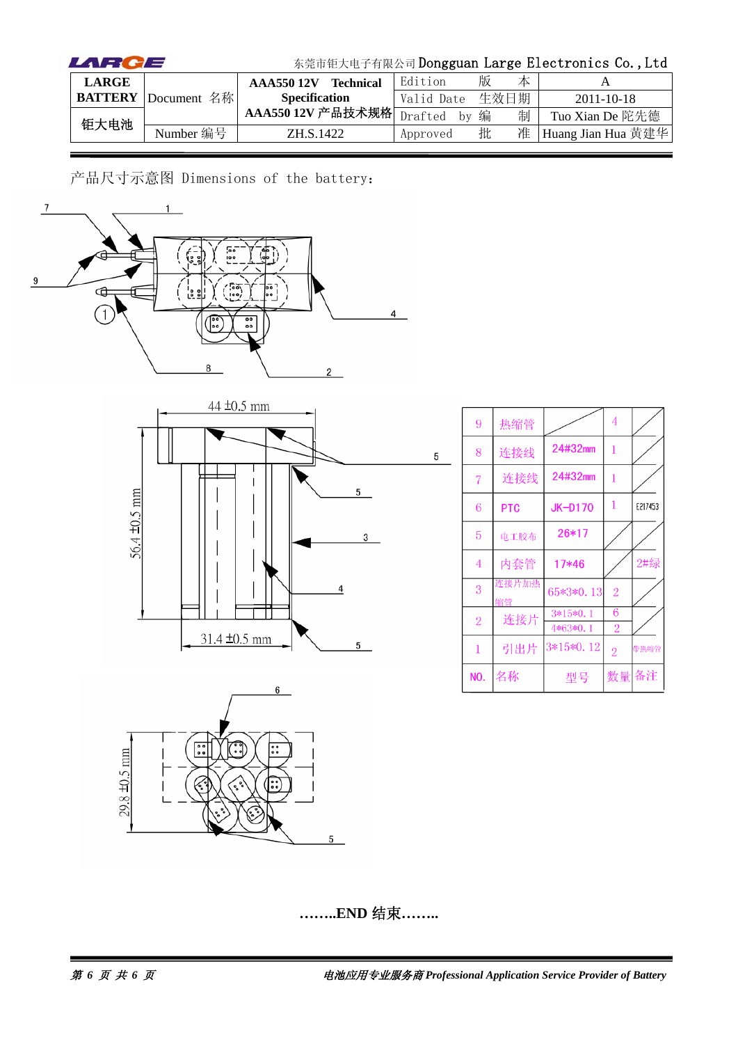东莞市钜大电子有限公司 Dongguan Large Electronics Co.,Ltd

| | | | | |
|---|---|---|---|---|
| LARGE BATTERY 钜大电池 | Document 名称 | AAA550 12V Technical Specification AAA550 12V 产品技术规格 | Edition 版 本 | A |
| | | | Valid Date 生效日期 | 2011-10-18 |
| | | | Drafted by 编 制 | Tuo Xian De 陀先德 |
| | Number 编号 | ZH.S.1422 | Approved 批 准 | Huang Jian Hua 黄建华 |

产品尺寸示意图 Dimensions of the battery:

7
1
9
①
4
8
2

44 ±0.5 mm
5
5
56.4 ±0.5 mm
3
4
31.4 ±0.5 mm
5

6
29.8 ±0.5 mm
5

| NO. | 名称 | 型号 | 数量 | 备注 |
|---|---|---|---|---|
| 9 | 热缩管 | | 4 | |
| 8 | 连接线 | 24#32mm | 1 | |
| 7 | 连接线 | 24#32mm | 1 | |
| 6 | PTC | JK-D170 | 1 | E217453 |
| 5 | 电工胶布 | 26*17 | | |
| 4 | 内套管 | 17*46 | | 2#绿 |
| 3 | 连接片加热缩管 | 65*3*0.13 | 2 | |
| 2 | 连接片 | 3*15*0.1 | 6 | |
| | | 4*63*0.1 | 2 | |
| 1 | 引出片 | 3*15*0.12 | 2 | 带热缩管 |

……..END 结束……..

电池应用专业服务商 Professional Application Service Provider of Battery